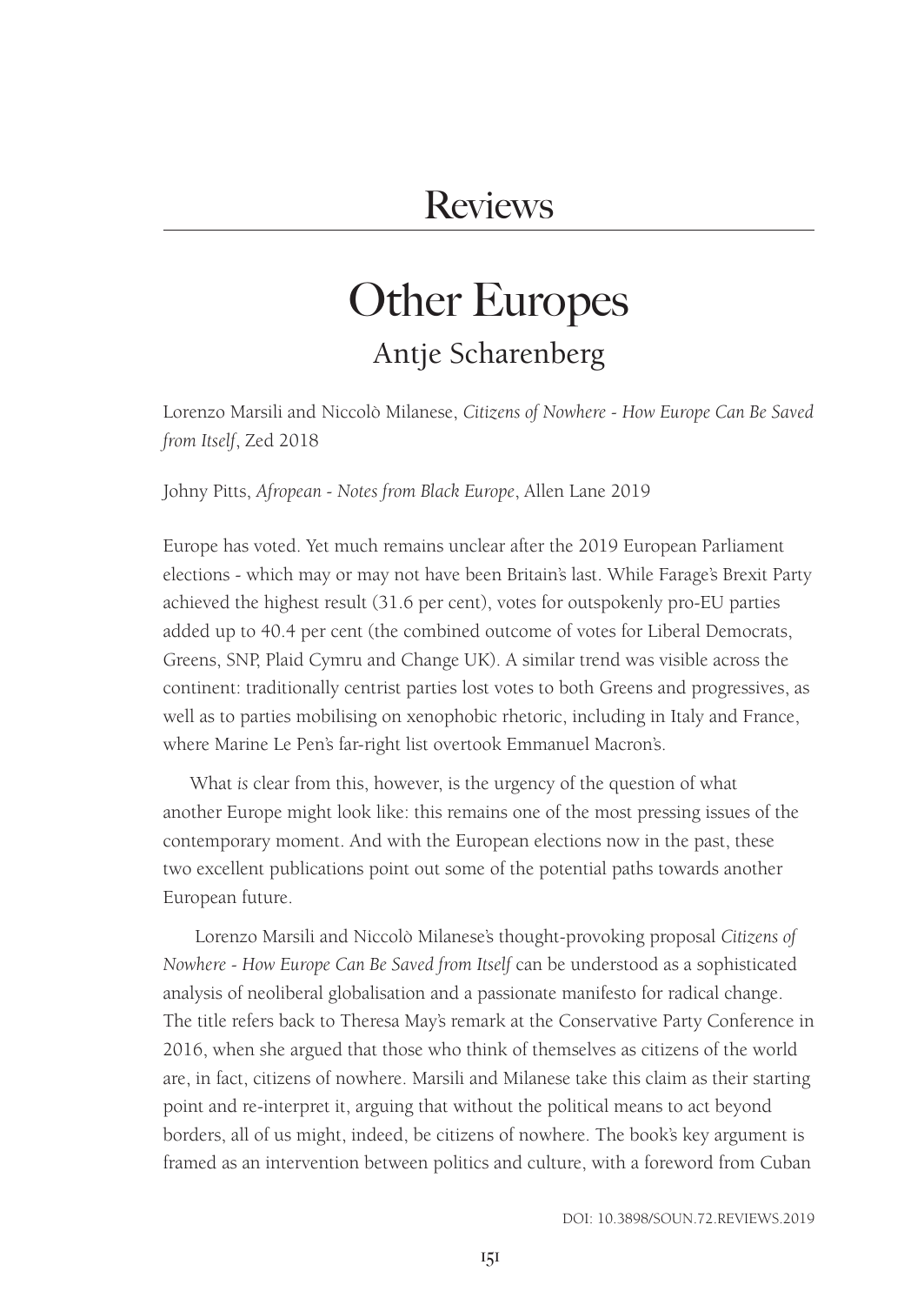# Reviews

# Other Europes

## Antje Scharenberg

Lorenzo Marsili and Niccolò Milanese, *Citizens of Nowhere - How Europe Can Be Saved from Itself*, Zed 2018

Johny Pitts, *Afropean - Notes from Black Europe*, Allen Lane 2019

Europe has voted. Yet much remains unclear after the 2019 European Parliament elections - which may or may not have been Britain's last. While Farage's Brexit Party achieved the highest result (31.6 per cent), votes for outspokenly pro-EU parties added up to 40.4 per cent (the combined outcome of votes for Liberal Democrats, Greens, SNP, Plaid Cymru and Change UK). A similar trend was visible across the continent: traditionally centrist parties lost votes to both Greens and progressives, as well as to parties mobilising on xenophobic rhetoric, including in Italy and France, where Marine Le Pen's far-right list overtook Emmanuel Macron's.

What *is* clear from this, however, is the urgency of the question of what another Europe might look like: this remains one of the most pressing issues of the contemporary moment. And with the European elections now in the past, these two excellent publications point out some of the potential paths towards another European future.

Lorenzo Marsili and Niccolò Milanese's thought-provoking proposal *Citizens of Nowhere - How Europe Can Be Saved from Itself* can be understood as a sophisticated analysis of neoliberal globalisation and a passionate manifesto for radical change. The title refers back to Theresa May's remark at the Conservative Party Conference in 2016, when she argued that those who think of themselves as citizens of the world are, in fact, citizens of nowhere. Marsili and Milanese take this claim as their starting point and re-interpret it, arguing that without the political means to act beyond borders, all of us might, indeed, be citizens of nowhere. The book's key argument is framed as an intervention between politics and culture, with a foreword from Cuban

DOI: 10.3898/SOUN.72.REVIEWS.2019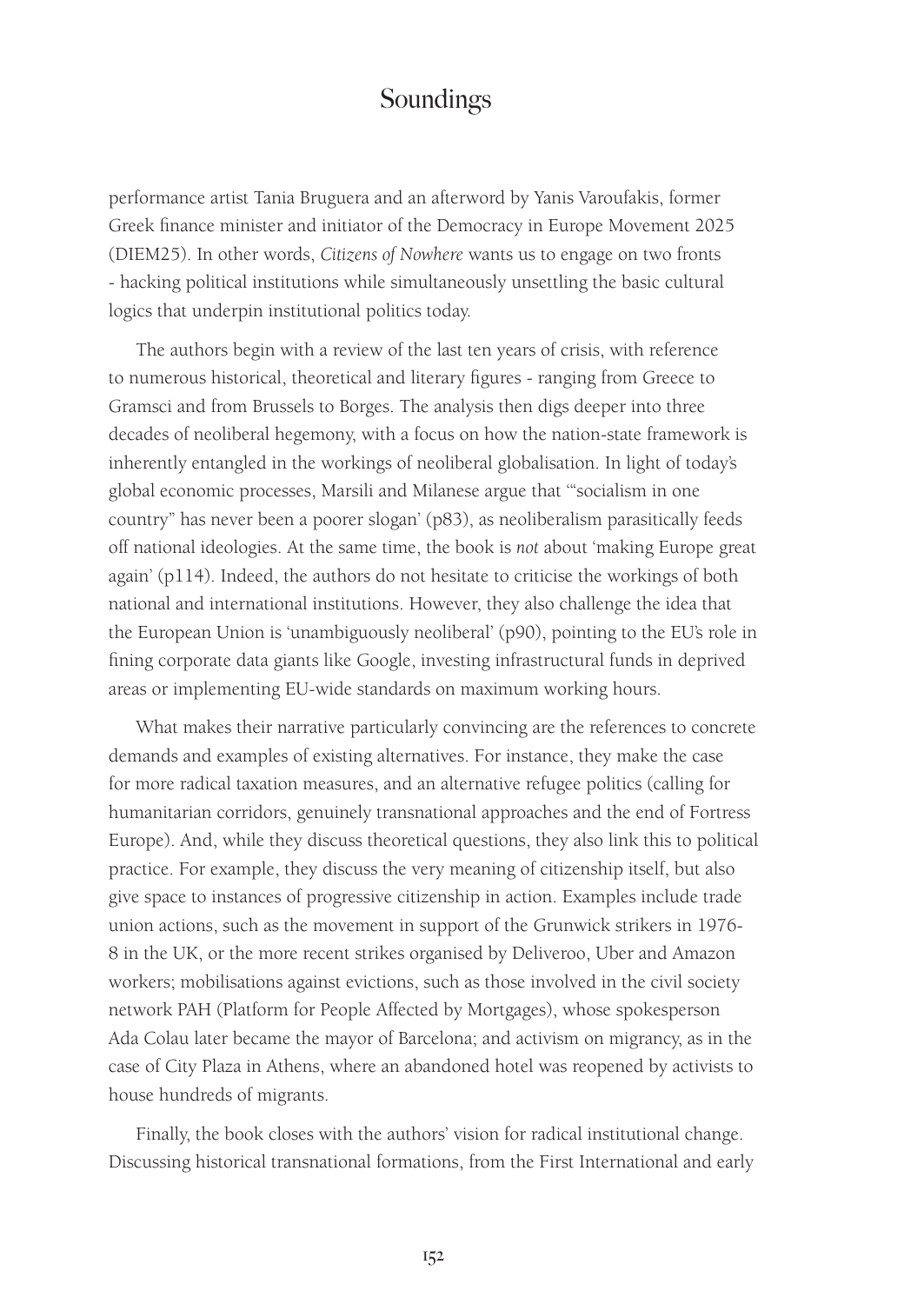performance artist Tania Bruguera and an afterword by Yanis Varoufakis, former Greek finance minister and initiator of the Democracy in Europe Movement 2025 (DIEM25). In other words, *Citizens of Nowhere* wants us to engage on two fronts - hacking political institutions while simultaneously unsettling the basic cultural logics that underpin institutional politics today.

The authors begin with a review of the last ten years of crisis, with reference to numerous historical, theoretical and literary figures - ranging from Greece to Gramsci and from Brussels to Borges. The analysis then digs deeper into three decades of neoliberal hegemony, with a focus on how the nation-state framework is inherently entangled in the workings of neoliberal globalisation. In light of today's global economic processes, Marsili and Milanese argue that '"socialism in one country" has never been a poorer slogan' (p83), as neoliberalism parasitically feeds off national ideologies. At the same time, the book is *not* about 'making Europe great again' (p114). Indeed, the authors do not hesitate to criticise the workings of both national and international institutions. However, they also challenge the idea that the European Union is 'unambiguously neoliberal' (p90), pointing to the EU's role in fining corporate data giants like Google, investing infrastructural funds in deprived areas or implementing EU-wide standards on maximum working hours.

What makes their narrative particularly convincing are the references to concrete demands and examples of existing alternatives. For instance, they make the case for more radical taxation measures, and an alternative refugee politics (calling for humanitarian corridors, genuinely transnational approaches and the end of Fortress Europe). And, while they discuss theoretical questions, they also link this to political practice. For example, they discuss the very meaning of citizenship itself, but also give space to instances of progressive citizenship in action. Examples include trade union actions, such as the movement in support of the Grunwick strikers in 1976-8 in the UK, or the more recent strikes organised by Deliveroo, Uber and Amazon workers; mobilisations against evictions, such as those involved in the civil society network PAH (Platform for People Affected by Mortgages), whose spokesperson Ada Colau later became the mayor of Barcelona; and activism on migrancy, as in the case of City Plaza in Athens, where an abandoned hotel was reopened by activists to house hundreds of migrants.

Finally, the book closes with the authors' vision for radical institutional change. Discussing historical transnational formations, from the First International and early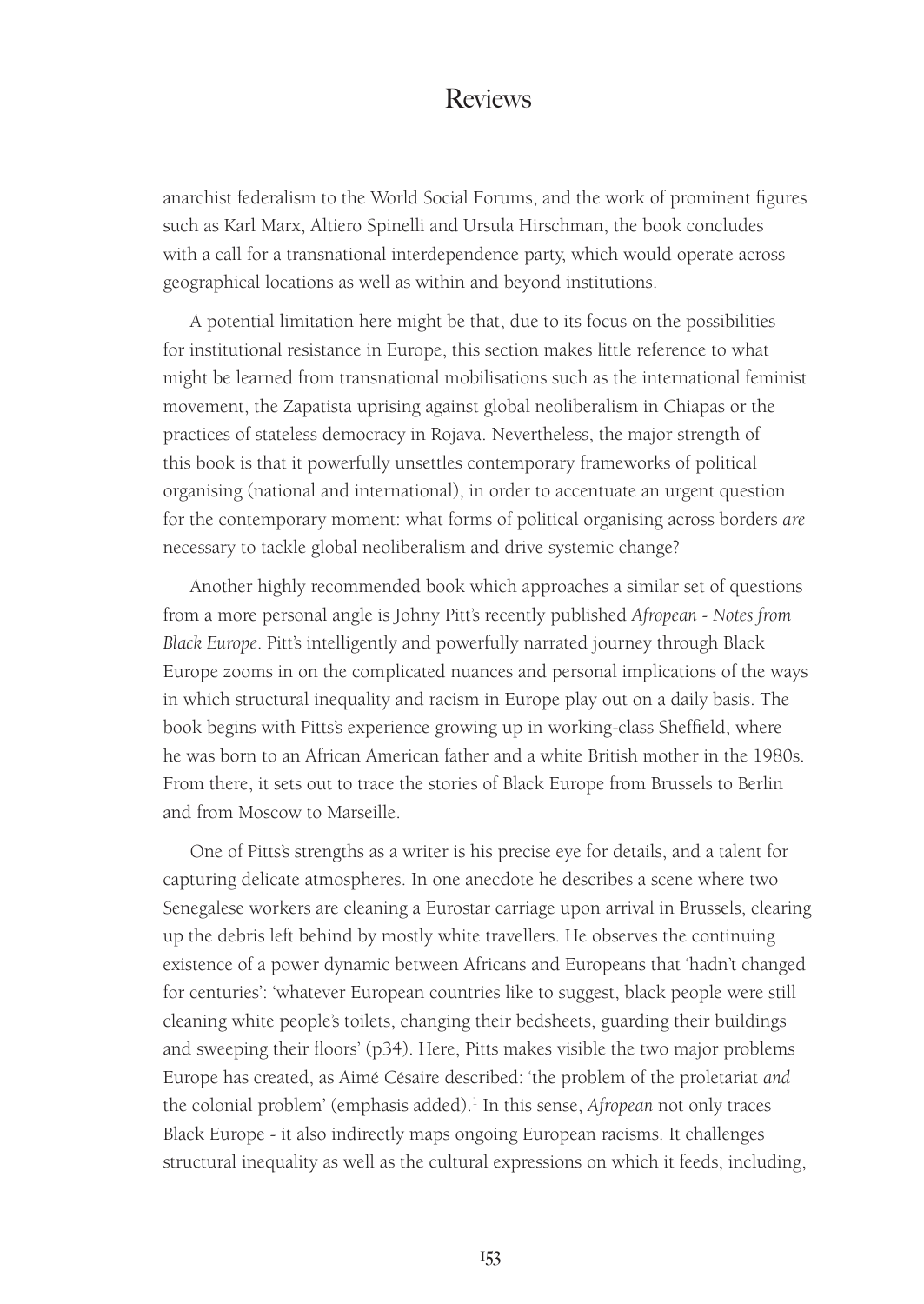anarchist federalism to the World Social Forums, and the work of prominent figures such as Karl Marx, Altiero Spinelli and Ursula Hirschman, the book concludes with a call for a transnational interdependence party, which would operate across geographical locations as well as within and beyond institutions.

A potential limitation here might be that, due to its focus on the possibilities for institutional resistance in Europe, this section makes little reference to what might be learned from transnational mobilisations such as the international feminist movement, the Zapatista uprising against global neoliberalism in Chiapas or the practices of stateless democracy in Rojava. Nevertheless, the major strength of this book is that it powerfully unsettles contemporary frameworks of political organising (national and international), in order to accentuate an urgent question for the contemporary moment: what forms of political organising across borders *are* necessary to tackle global neoliberalism and drive systemic change?

Another highly recommended book which approaches a similar set of questions from a more personal angle is Johny Pitt's recently published *Afropean - Notes from Black Europe*. Pitt's intelligently and powerfully narrated journey through Black Europe zooms in on the complicated nuances and personal implications of the ways in which structural inequality and racism in Europe play out on a daily basis. The book begins with Pitts's experience growing up in working-class Sheffield, where he was born to an African American father and a white British mother in the 1980s. From there, it sets out to trace the stories of Black Europe from Brussels to Berlin and from Moscow to Marseille.

One of Pitts's strengths as a writer is his precise eye for details, and a talent for capturing delicate atmospheres. In one anecdote he describes a scene where two Senegalese workers are cleaning a Eurostar carriage upon arrival in Brussels, clearing up the debris left behind by mostly white travellers. He observes the continuing existence of a power dynamic between Africans and Europeans that 'hadn't changed for centuries': 'whatever European countries like to suggest, black people were still cleaning white people's toilets, changing their bedsheets, guarding their buildings and sweeping their floors' (p34). Here, Pitts makes visible the two major problems Europe has created, as Aimé Césaire described: 'the problem of the proletariat *and* the colonial problem' (emphasis added).[1] In this sense, *Afropean* not only traces Black Europe - it also indirectly maps ongoing European racisms. It challenges structural inequality as well as the cultural expressions on which it feeds, including,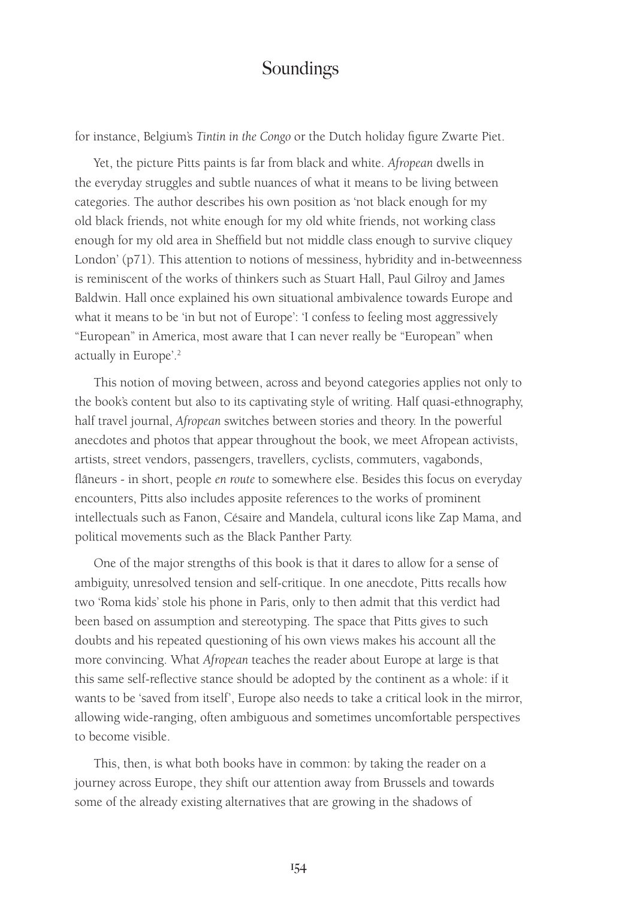for instance, Belgium's *Tintin in the Congo* or the Dutch holiday figure Zwarte Piet.

Yet, the picture Pitts paints is far from black and white. *Afropean* dwells in the everyday struggles and subtle nuances of what it means to be living between categories. The author describes his own position as 'not black enough for my old black friends, not white enough for my old white friends, not working class enough for my old area in Sheffield but not middle class enough to survive cliquey London' (p71). This attention to notions of messiness, hybridity and in-betweenness is reminiscent of the works of thinkers such as Stuart Hall, Paul Gilroy and James Baldwin. Hall once explained his own situational ambivalence towards Europe and what it means to be 'in but not of Europe': 'I confess to feeling most aggressively "European" in America, most aware that I can never really be "European" when actually in Europe'.[2]

This notion of moving between, across and beyond categories applies not only to the book's content but also to its captivating style of writing. Half quasi-ethnography, half travel journal, *Afropean* switches between stories and theory. In the powerful anecdotes and photos that appear throughout the book, we meet Afropean activists, artists, street vendors, passengers, travellers, cyclists, commuters, vagabonds, flâneurs - in short, people *en route* to somewhere else. Besides this focus on everyday encounters, Pitts also includes apposite references to the works of prominent intellectuals such as Fanon, Césaire and Mandela, cultural icons like Zap Mama, and political movements such as the Black Panther Party.

One of the major strengths of this book is that it dares to allow for a sense of ambiguity, unresolved tension and self-critique. In one anecdote, Pitts recalls how two 'Roma kids' stole his phone in Paris, only to then admit that this verdict had been based on assumption and stereotyping. The space that Pitts gives to such doubts and his repeated questioning of his own views makes his account all the more convincing. What *Afropean* teaches the reader about Europe at large is that this same self-reflective stance should be adopted by the continent as a whole: if it wants to be 'saved from itself', Europe also needs to take a critical look in the mirror, allowing wide-ranging, often ambiguous and sometimes uncomfortable perspectives to become visible.

This, then, is what both books have in common: by taking the reader on a journey across Europe, they shift our attention away from Brussels and towards some of the already existing alternatives that are growing in the shadows of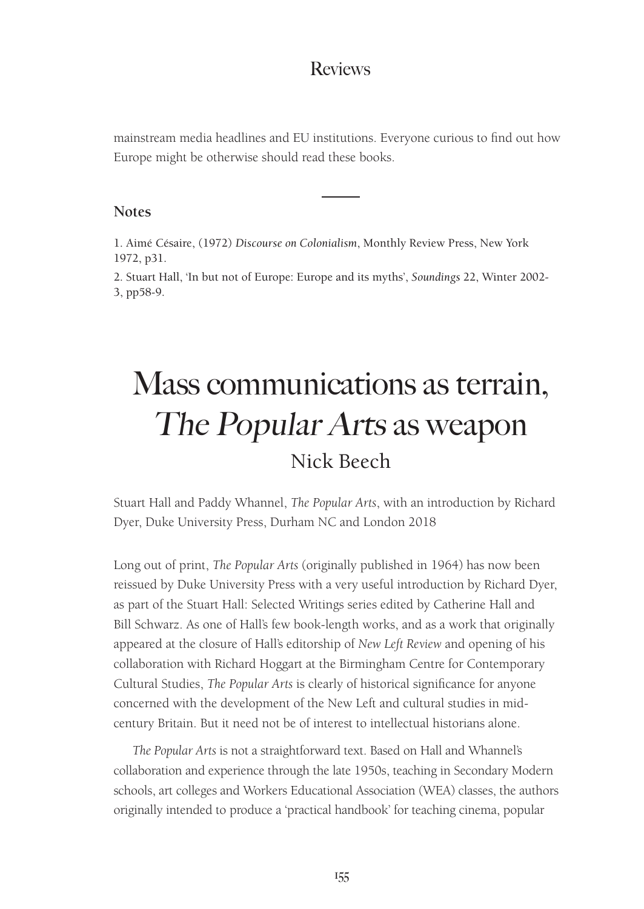mainstream media headlines and EU institutions. Everyone curious to find out how Europe might be otherwise should read these books.

---

**Notes**

1. Aimé Césaire, (1972) *Discourse on Colonialism*, Monthly Review Press, New York 1972, p31.

2. Stuart Hall, 'In but not of Europe: Europe and its myths', *Soundings* 22, Winter 2002-3, pp58-9.

# Mass communications as terrain, *The Popular Arts* as weapon

## Nick Beech

Stuart Hall and Paddy Whannel, *The Popular Arts*, with an introduction by Richard Dyer, Duke University Press, Durham NC and London 2018

Long out of print, *The Popular Arts* (originally published in 1964) has now been reissued by Duke University Press with a very useful introduction by Richard Dyer, as part of the Stuart Hall: Selected Writings series edited by Catherine Hall and Bill Schwarz. As one of Hall's few book-length works, and as a work that originally appeared at the closure of Hall's editorship of *New Left Review* and opening of his collaboration with Richard Hoggart at the Birmingham Centre for Contemporary Cultural Studies, *The Popular Arts* is clearly of historical significance for anyone concerned with the development of the New Left and cultural studies in mid-century Britain. But it need not be of interest to intellectual historians alone.

*The Popular Arts* is not a straightforward text. Based on Hall and Whannel's collaboration and experience through the late 1950s, teaching in Secondary Modern schools, art colleges and Workers Educational Association (WEA) classes, the authors originally intended to produce a 'practical handbook' for teaching cinema, popular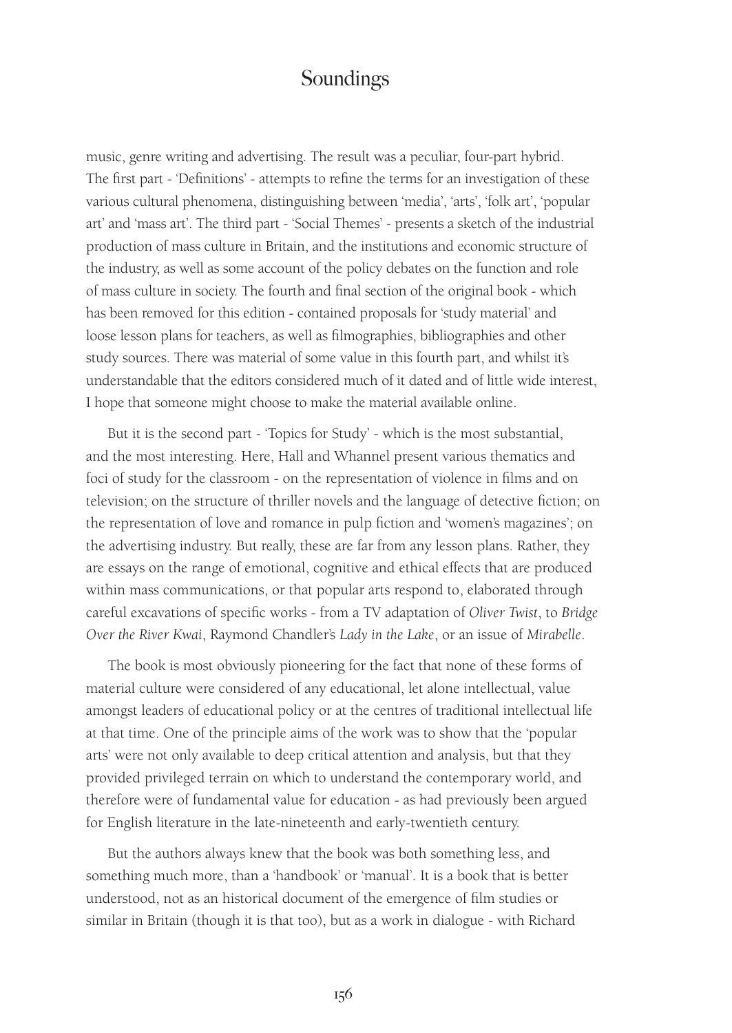music, genre writing and advertising. The result was a peculiar, four-part hybrid. The first part - 'Definitions' - attempts to refine the terms for an investigation of these various cultural phenomena, distinguishing between 'media', 'arts', 'folk art', 'popular art' and 'mass art'. The third part - 'Social Themes' - presents a sketch of the industrial production of mass culture in Britain, and the institutions and economic structure of the industry, as well as some account of the policy debates on the function and role of mass culture in society. The fourth and final section of the original book - which has been removed for this edition - contained proposals for 'study material' and loose lesson plans for teachers, as well as filmographies, bibliographies and other study sources. There was material of some value in this fourth part, and whilst it's understandable that the editors considered much of it dated and of little wide interest, I hope that someone might choose to make the material available online.

But it is the second part - 'Topics for Study' - which is the most substantial, and the most interesting. Here, Hall and Whannel present various thematics and foci of study for the classroom - on the representation of violence in films and on television; on the structure of thriller novels and the language of detective fiction; on the representation of love and romance in pulp fiction and 'women's magazines'; on the advertising industry. But really, these are far from any lesson plans. Rather, they are essays on the range of emotional, cognitive and ethical effects that are produced within mass communications, or that popular arts respond to, elaborated through careful excavations of specific works - from a TV adaptation of *Oliver Twist*, to *Bridge Over the River Kwai*, Raymond Chandler's *Lady in the Lake*, or an issue of *Mirabelle*.

The book is most obviously pioneering for the fact that none of these forms of material culture were considered of any educational, let alone intellectual, value amongst leaders of educational policy or at the centres of traditional intellectual life at that time. One of the principle aims of the work was to show that the 'popular arts' were not only available to deep critical attention and analysis, but that they provided privileged terrain on which to understand the contemporary world, and therefore were of fundamental value for education - as had previously been argued for English literature in the late-nineteenth and early-twentieth century.

But the authors always knew that the book was both something less, and something much more, than a 'handbook' or 'manual'. It is a book that is better understood, not as an historical document of the emergence of film studies or similar in Britain (though it is that too), but as a work in dialogue - with Richard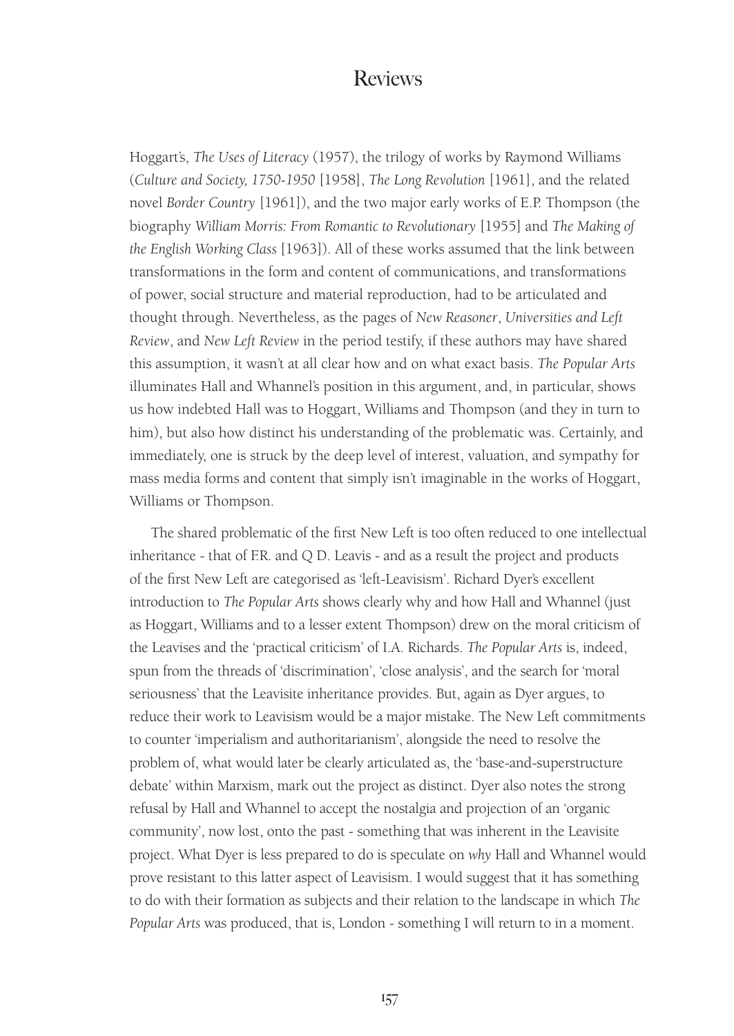Hoggart's, *The Uses of Literacy* (1957), the trilogy of works by Raymond Williams (*Culture and Society, 1750-1950* [1958], *The Long Revolution* [1961], and the related novel *Border Country* [1961]), and the two major early works of E.P. Thompson (the biography *William Morris: From Romantic to Revolutionary* [1955] and *The Making of the English Working Class* [1963]). All of these works assumed that the link between transformations in the form and content of communications, and transformations of power, social structure and material reproduction, had to be articulated and thought through. Nevertheless, as the pages of *New Reasoner*, *Universities and Left Review*, and *New Left Review* in the period testify, if these authors may have shared this assumption, it wasn't at all clear how and on what exact basis. *The Popular Arts* illuminates Hall and Whannel's position in this argument, and, in particular, shows us how indebted Hall was to Hoggart, Williams and Thompson (and they in turn to him), but also how distinct his understanding of the problematic was. Certainly, and immediately, one is struck by the deep level of interest, valuation, and sympathy for mass media forms and content that simply isn't imaginable in the works of Hoggart, Williams or Thompson.

The shared problematic of the first New Left is too often reduced to one intellectual inheritance - that of F.R. and Q D. Leavis - and as a result the project and products of the first New Left are categorised as 'left-Leavisism'. Richard Dyer's excellent introduction to *The Popular Arts* shows clearly why and how Hall and Whannel (just as Hoggart, Williams and to a lesser extent Thompson) drew on the moral criticism of the Leavises and the 'practical criticism' of I.A. Richards. *The Popular Arts* is, indeed, spun from the threads of 'discrimination', 'close analysis', and the search for 'moral seriousness' that the Leavisite inheritance provides. But, again as Dyer argues, to reduce their work to Leavisism would be a major mistake. The New Left commitments to counter 'imperialism and authoritarianism', alongside the need to resolve the problem of, what would later be clearly articulated as, the 'base-and-superstructure debate' within Marxism, mark out the project as distinct. Dyer also notes the strong refusal by Hall and Whannel to accept the nostalgia and projection of an 'organic community', now lost, onto the past - something that was inherent in the Leavisite project. What Dyer is less prepared to do is speculate on *why* Hall and Whannel would prove resistant to this latter aspect of Leavisism. I would suggest that it has something to do with their formation as subjects and their relation to the landscape in which *The Popular Arts* was produced, that is, London - something I will return to in a moment.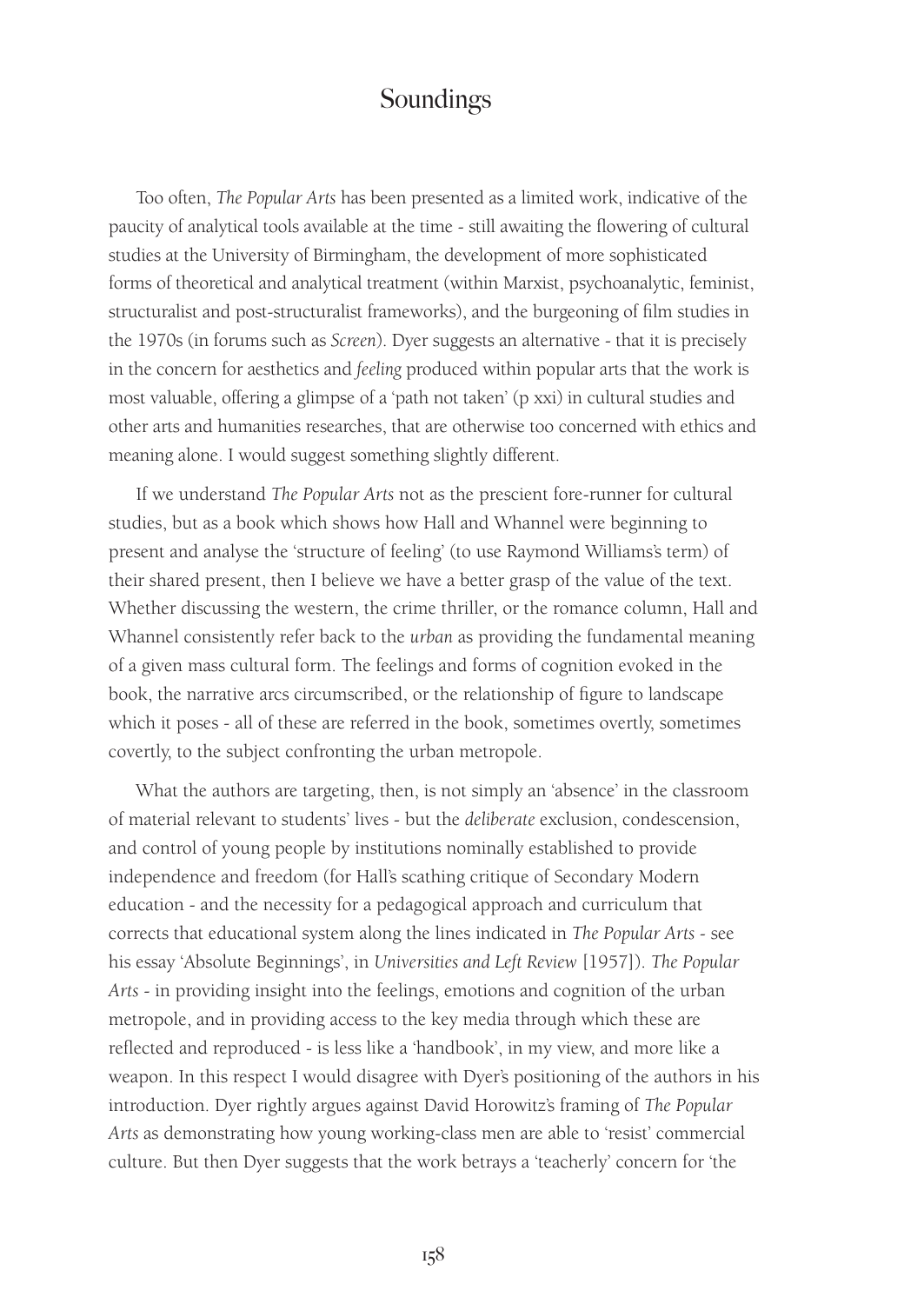Too often, *The Popular Arts* has been presented as a limited work, indicative of the paucity of analytical tools available at the time - still awaiting the flowering of cultural studies at the University of Birmingham, the development of more sophisticated forms of theoretical and analytical treatment (within Marxist, psychoanalytic, feminist, structuralist and post-structuralist frameworks), and the burgeoning of film studies in the 1970s (in forums such as *Screen*). Dyer suggests an alternative - that it is precisely in the concern for aesthetics and *feeling* produced within popular arts that the work is most valuable, offering a glimpse of a 'path not taken' (p xxi) in cultural studies and other arts and humanities researches, that are otherwise too concerned with ethics and meaning alone. I would suggest something slightly different.

If we understand *The Popular Arts* not as the prescient fore-runner for cultural studies, but as a book which shows how Hall and Whannel were beginning to present and analyse the 'structure of feeling' (to use Raymond Williams's term) of their shared present, then I believe we have a better grasp of the value of the text. Whether discussing the western, the crime thriller, or the romance column, Hall and Whannel consistently refer back to the *urban* as providing the fundamental meaning of a given mass cultural form. The feelings and forms of cognition evoked in the book, the narrative arcs circumscribed, or the relationship of figure to landscape which it poses - all of these are referred in the book, sometimes overtly, sometimes covertly, to the subject confronting the urban metropole.

What the authors are targeting, then, is not simply an 'absence' in the classroom of material relevant to students' lives - but the *deliberate* exclusion, condescension, and control of young people by institutions nominally established to provide independence and freedom (for Hall's scathing critique of Secondary Modern education - and the necessity for a pedagogical approach and curriculum that corrects that educational system along the lines indicated in *The Popular Arts* - see his essay 'Absolute Beginnings', in *Universities and Left Review* [1957]). *The Popular Arts* - in providing insight into the feelings, emotions and cognition of the urban metropole, and in providing access to the key media through which these are reflected and reproduced - is less like a 'handbook', in my view, and more like a weapon. In this respect I would disagree with Dyer's positioning of the authors in his introduction. Dyer rightly argues against David Horowitz's framing of *The Popular Arts* as demonstrating how young working-class men are able to 'resist' commercial culture. But then Dyer suggests that the work betrays a 'teacherly' concern for 'the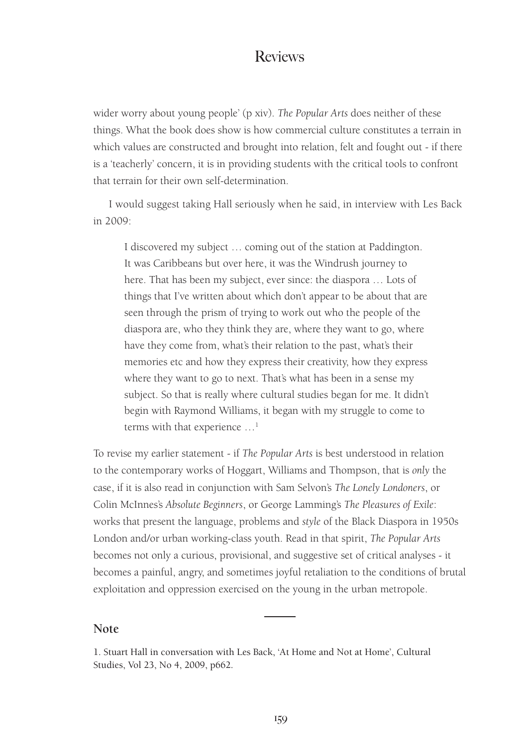wider worry about young people' (p xiv). *The Popular Arts* does neither of these things. What the book does show is how commercial culture constitutes a terrain in which values are constructed and brought into relation, felt and fought out - if there is a 'teacherly' concern, it is in providing students with the critical tools to confront that terrain for their own self-determination.

I would suggest taking Hall seriously when he said, in interview with Les Back in 2009:

> I discovered my subject … coming out of the station at Paddington. It was Caribbeans but over here, it was the Windrush journey to here. That has been my subject, ever since: the diaspora … Lots of things that I've written about which don't appear to be about that are seen through the prism of trying to work out who the people of the diaspora are, who they think they are, where they want to go, where have they come from, what's their relation to the past, what's their memories etc and how they express their creativity, how they express where they want to go to next. That's what has been in a sense my subject. So that is really where cultural studies began for me. It didn't begin with Raymond Williams, it began with my struggle to come to terms with that experience …[1]

To revise my earlier statement - if *The Popular Arts* is best understood in relation to the contemporary works of Hoggart, Williams and Thompson, that is *only* the case, if it is also read in conjunction with Sam Selvon's *The Lonely Londoners*, or Colin McInnes's *Absolute Beginners*, or George Lamming's *The Pleasures of Exile*: works that present the language, problems and *style* of the Black Diaspora in 1950s London and/or urban working-class youth. Read in that spirit, *The Popular Arts* becomes not only a curious, provisional, and suggestive set of critical analyses - it becomes a painful, angry, and sometimes joyful retaliation to the conditions of brutal exploitation and oppression exercised on the young in the urban metropole.

## Note

1. Stuart Hall in conversation with Les Back, 'At Home and Not at Home', Cultural Studies, Vol 23, No 4, 2009, p662.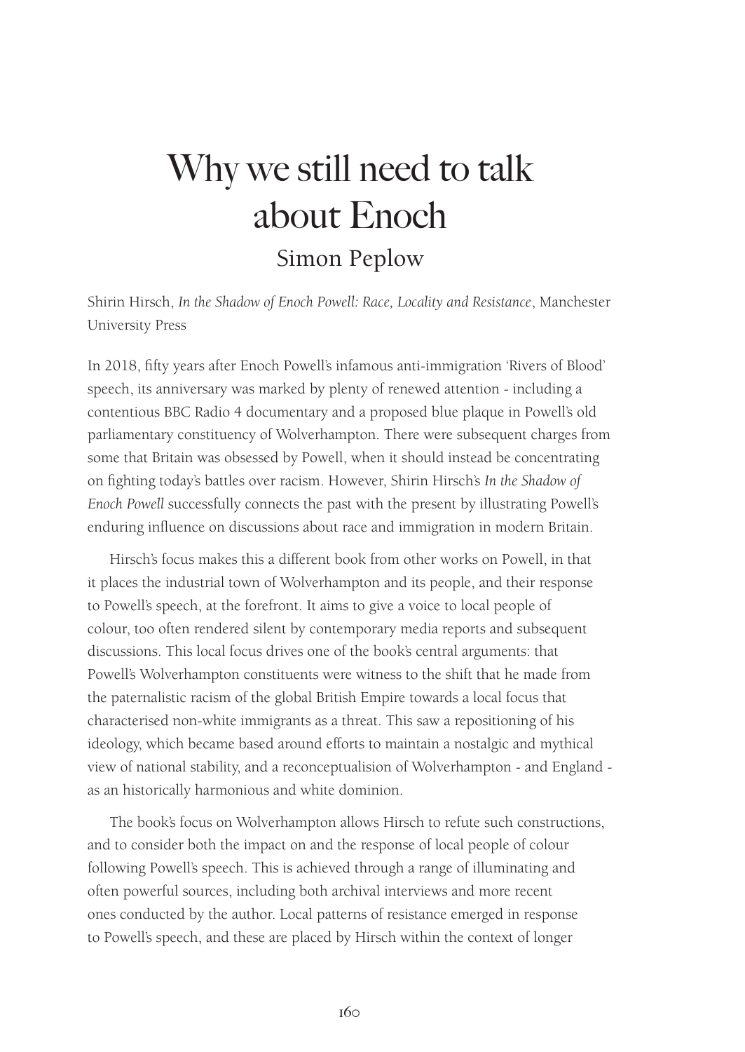# Why we still need to talk about Enoch

## Simon Peplow

Shirin Hirsch, *In the Shadow of Enoch Powell: Race, Locality and Resistance*, Manchester University Press

In 2018, fifty years after Enoch Powell's infamous anti-immigration 'Rivers of Blood' speech, its anniversary was marked by plenty of renewed attention - including a contentious BBC Radio 4 documentary and a proposed blue plaque in Powell's old parliamentary constituency of Wolverhampton. There were subsequent charges from some that Britain was obsessed by Powell, when it should instead be concentrating on fighting today's battles over racism. However, Shirin Hirsch's *In the Shadow of Enoch Powell* successfully connects the past with the present by illustrating Powell's enduring influence on discussions about race and immigration in modern Britain.

Hirsch's focus makes this a different book from other works on Powell, in that it places the industrial town of Wolverhampton and its people, and their response to Powell's speech, at the forefront. It aims to give a voice to local people of colour, too often rendered silent by contemporary media reports and subsequent discussions. This local focus drives one of the book's central arguments: that Powell's Wolverhampton constituents were witness to the shift that he made from the paternalistic racism of the global British Empire towards a local focus that characterised non-white immigrants as a threat. This saw a repositioning of his ideology, which became based around efforts to maintain a nostalgic and mythical view of national stability, and a reconceptualisation of Wolverhampton - and England - as an historically harmonious and white dominion.

The book's focus on Wolverhampton allows Hirsch to refute such constructions, and to consider both the impact on and the response of local people of colour following Powell's speech. This is achieved through a range of illuminating and often powerful sources, including both archival interviews and more recent ones conducted by the author. Local patterns of resistance emerged in response to Powell's speech, and these are placed by Hirsch within the context of longer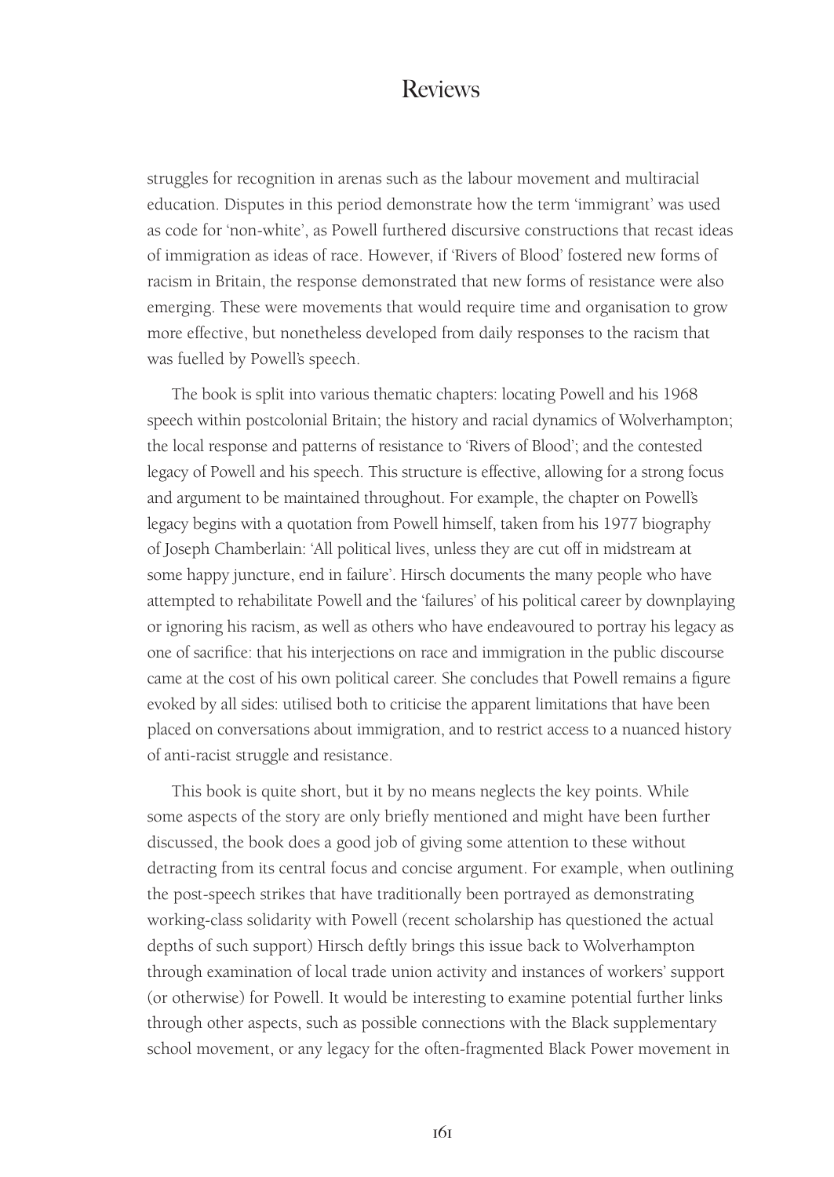struggles for recognition in arenas such as the labour movement and multiracial education. Disputes in this period demonstrate how the term 'immigrant' was used as code for 'non-white', as Powell furthered discursive constructions that recast ideas of immigration as ideas of race. However, if 'Rivers of Blood' fostered new forms of racism in Britain, the response demonstrated that new forms of resistance were also emerging. These were movements that would require time and organisation to grow more effective, but nonetheless developed from daily responses to the racism that was fuelled by Powell's speech.

The book is split into various thematic chapters: locating Powell and his 1968 speech within postcolonial Britain; the history and racial dynamics of Wolverhampton; the local response and patterns of resistance to 'Rivers of Blood'; and the contested legacy of Powell and his speech. This structure is effective, allowing for a strong focus and argument to be maintained throughout. For example, the chapter on Powell's legacy begins with a quotation from Powell himself, taken from his 1977 biography of Joseph Chamberlain: 'All political lives, unless they are cut off in midstream at some happy juncture, end in failure'. Hirsch documents the many people who have attempted to rehabilitate Powell and the 'failures' of his political career by downplaying or ignoring his racism, as well as others who have endeavoured to portray his legacy as one of sacrifice: that his interjections on race and immigration in the public discourse came at the cost of his own political career. She concludes that Powell remains a figure evoked by all sides: utilised both to criticise the apparent limitations that have been placed on conversations about immigration, and to restrict access to a nuanced history of anti-racist struggle and resistance.

This book is quite short, but it by no means neglects the key points. While some aspects of the story are only briefly mentioned and might have been further discussed, the book does a good job of giving some attention to these without detracting from its central focus and concise argument. For example, when outlining the post-speech strikes that have traditionally been portrayed as demonstrating working-class solidarity with Powell (recent scholarship has questioned the actual depths of such support) Hirsch deftly brings this issue back to Wolverhampton through examination of local trade union activity and instances of workers' support (or otherwise) for Powell. It would be interesting to examine potential further links through other aspects, such as possible connections with the Black supplementary school movement, or any legacy for the often-fragmented Black Power movement in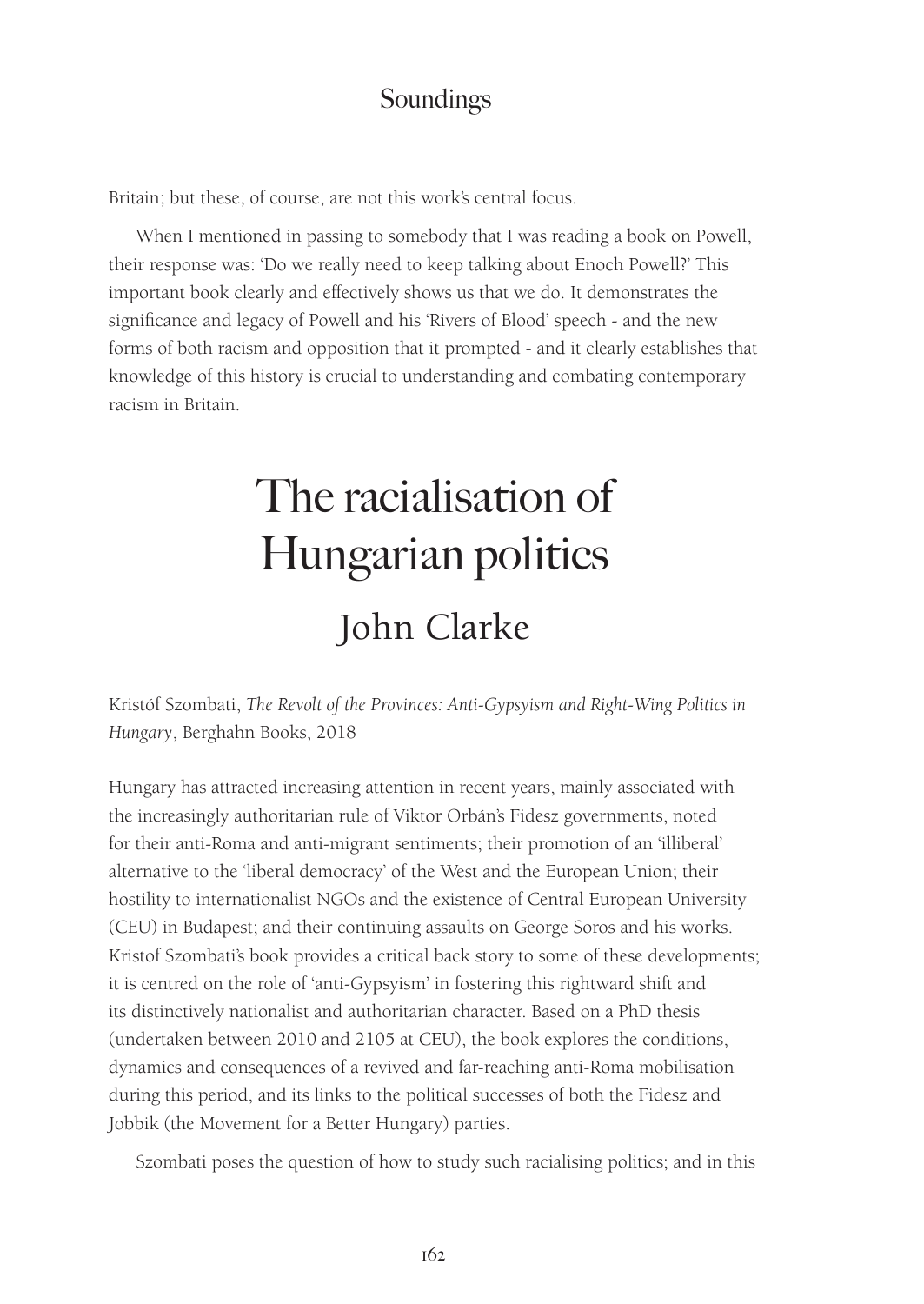Britain; but these, of course, are not this work's central focus.

When I mentioned in passing to somebody that I was reading a book on Powell, their response was: 'Do we really need to keep talking about Enoch Powell?' This important book clearly and effectively shows us that we do. It demonstrates the significance and legacy of Powell and his 'Rivers of Blood' speech - and the new forms of both racism and opposition that it prompted - and it clearly establishes that knowledge of this history is crucial to understanding and combating contemporary racism in Britain.

# The racialisation of Hungarian politics

## John Clarke

Kristóf Szombati, *The Revolt of the Provinces: Anti-Gypsyism and Right-Wing Politics in Hungary*, Berghahn Books, 2018

Hungary has attracted increasing attention in recent years, mainly associated with the increasingly authoritarian rule of Viktor Orbán's Fidesz governments, noted for their anti-Roma and anti-migrant sentiments; their promotion of an 'illiberal' alternative to the 'liberal democracy' of the West and the European Union; their hostility to internationalist NGOs and the existence of Central European University (CEU) in Budapest; and their continuing assaults on George Soros and his works. Kristof Szombati's book provides a critical back story to some of these developments; it is centred on the role of 'anti-Gypsyism' in fostering this rightward shift and its distinctively nationalist and authoritarian character. Based on a PhD thesis (undertaken between 2010 and 2105 at CEU), the book explores the conditions, dynamics and consequences of a revived and far-reaching anti-Roma mobilisation during this period, and its links to the political successes of both the Fidesz and Jobbik (the Movement for a Better Hungary) parties.

Szombati poses the question of how to study such racialising politics; and in this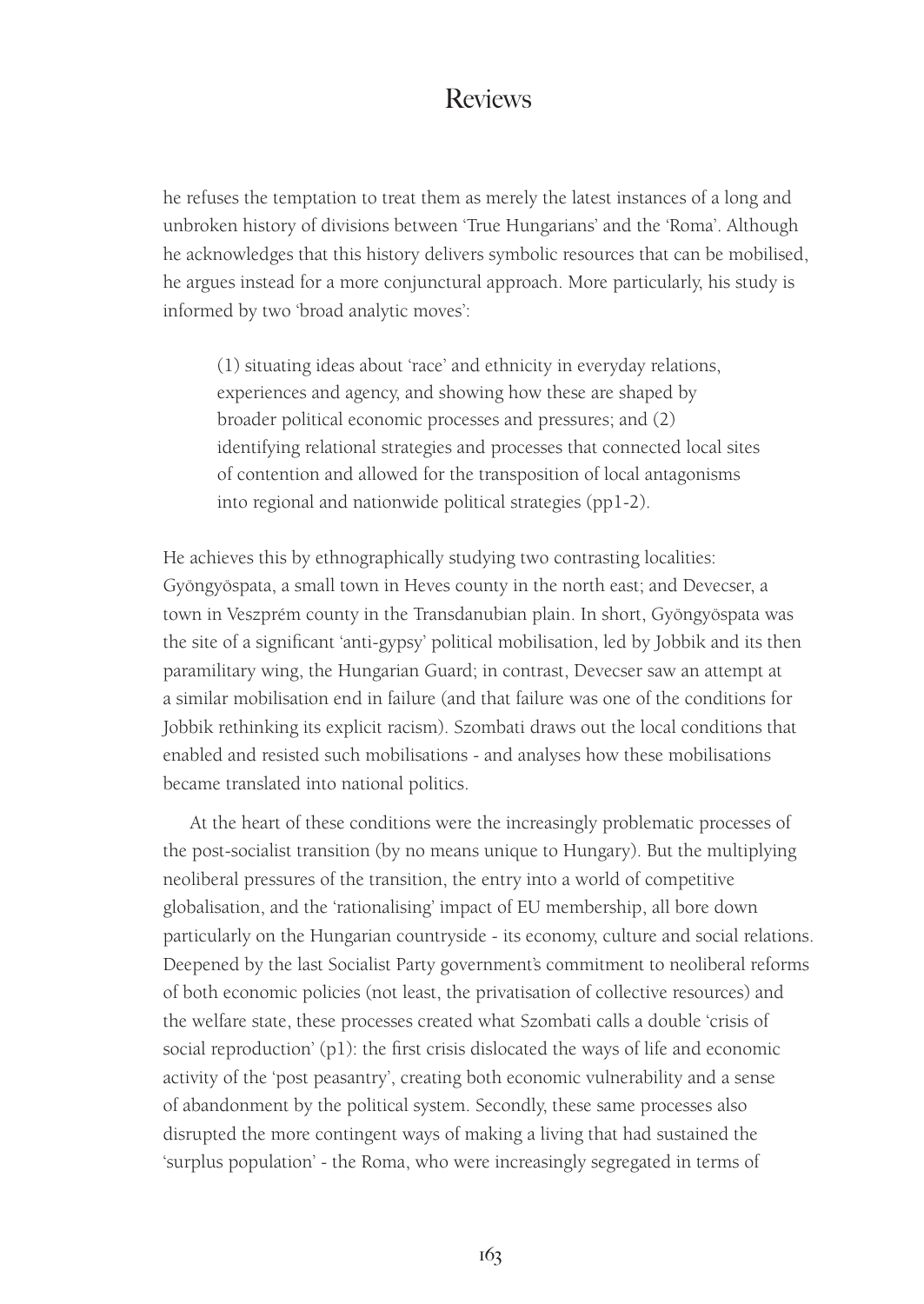he refuses the temptation to treat them as merely the latest instances of a long and unbroken history of divisions between 'True Hungarians' and the 'Roma'. Although he acknowledges that this history delivers symbolic resources that can be mobilised, he argues instead for a more conjunctural approach. More particularly, his study is informed by two 'broad analytic moves':

> (1) situating ideas about 'race' and ethnicity in everyday relations, experiences and agency, and showing how these are shaped by broader political economic processes and pressures; and (2) identifying relational strategies and processes that connected local sites of contention and allowed for the transposition of local antagonisms into regional and nationwide political strategies (pp1-2).

He achieves this by ethnographically studying two contrasting localities: Gyöngyöspata, a small town in Heves county in the north east; and Devecser, a town in Veszprém county in the Transdanubian plain. In short, Gyöngyöspata was the site of a significant 'anti-gypsy' political mobilisation, led by Jobbik and its then paramilitary wing, the Hungarian Guard; in contrast, Devecser saw an attempt at a similar mobilisation end in failure (and that failure was one of the conditions for Jobbik rethinking its explicit racism). Szombati draws out the local conditions that enabled and resisted such mobilisations - and analyses how these mobilisations became translated into national politics.

At the heart of these conditions were the increasingly problematic processes of the post-socialist transition (by no means unique to Hungary). But the multiplying neoliberal pressures of the transition, the entry into a world of competitive globalisation, and the 'rationalising' impact of EU membership, all bore down particularly on the Hungarian countryside - its economy, culture and social relations. Deepened by the last Socialist Party government's commitment to neoliberal reforms of both economic policies (not least, the privatisation of collective resources) and the welfare state, these processes created what Szombati calls a double 'crisis of social reproduction' (p1): the first crisis dislocated the ways of life and economic activity of the 'post peasantry', creating both economic vulnerability and a sense of abandonment by the political system. Secondly, these same processes also disrupted the more contingent ways of making a living that had sustained the 'surplus population' - the Roma, who were increasingly segregated in terms of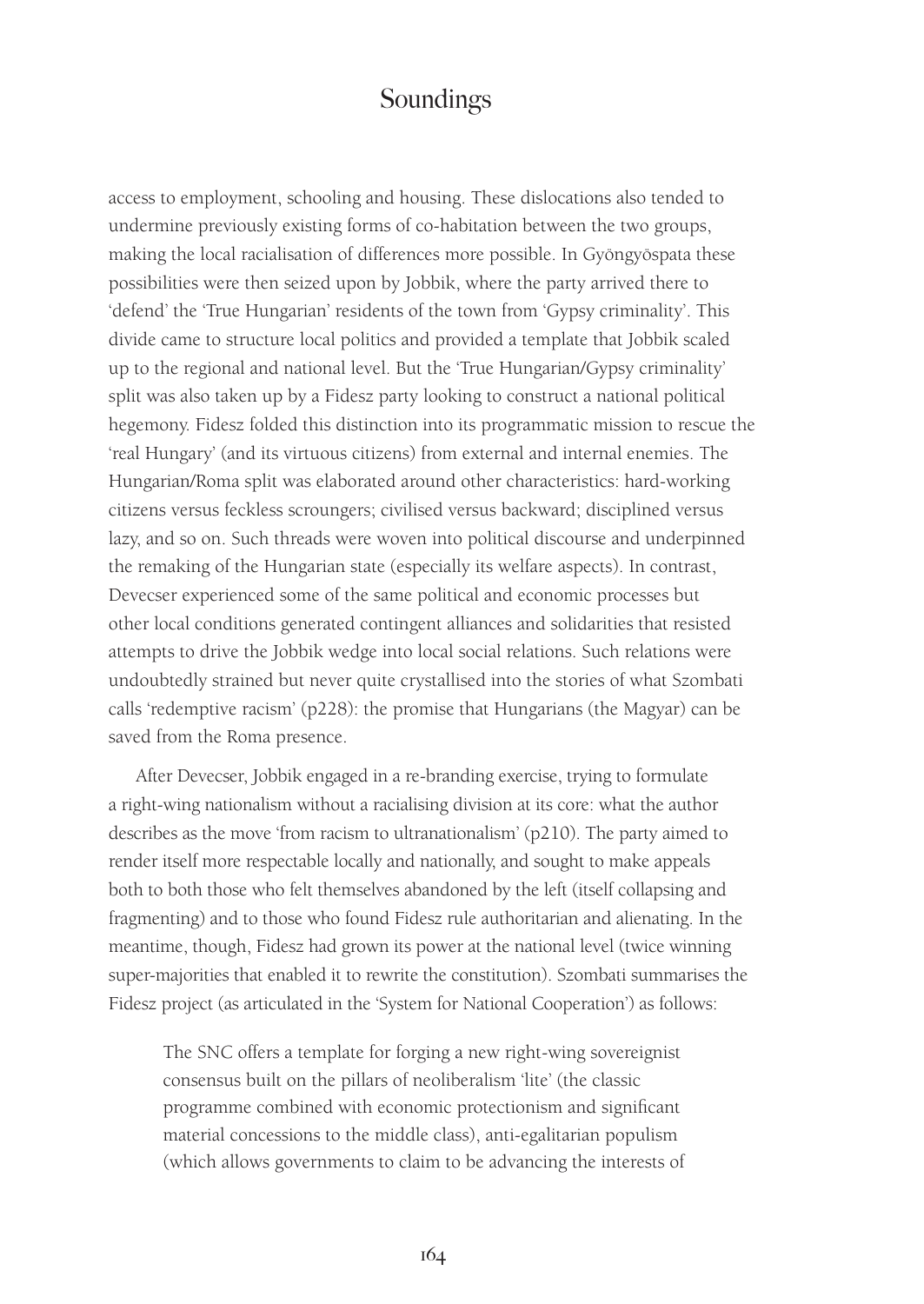access to employment, schooling and housing. These dislocations also tended to undermine previously existing forms of co-habitation between the two groups, making the local racialisation of differences more possible. In Gyöngyöspata these possibilities were then seized upon by Jobbik, where the party arrived there to 'defend' the 'True Hungarian' residents of the town from 'Gypsy criminality'. This divide came to structure local politics and provided a template that Jobbik scaled up to the regional and national level. But the 'True Hungarian/Gypsy criminality' split was also taken up by a Fidesz party looking to construct a national political hegemony. Fidesz folded this distinction into its programmatic mission to rescue the 'real Hungary' (and its virtuous citizens) from external and internal enemies. The Hungarian/Roma split was elaborated around other characteristics: hard-working citizens versus feckless scroungers; civilised versus backward; disciplined versus lazy, and so on. Such threads were woven into political discourse and underpinned the remaking of the Hungarian state (especially its welfare aspects). In contrast, Devecser experienced some of the same political and economic processes but other local conditions generated contingent alliances and solidarities that resisted attempts to drive the Jobbik wedge into local social relations. Such relations were undoubtedly strained but never quite crystallised into the stories of what Szombati calls 'redemptive racism' (p228): the promise that Hungarians (the Magyar) can be saved from the Roma presence.

After Devecser, Jobbik engaged in a re-branding exercise, trying to formulate a right-wing nationalism without a racialising division at its core: what the author describes as the move 'from racism to ultranationalism' (p210). The party aimed to render itself more respectable locally and nationally, and sought to make appeals both to both those who felt themselves abandoned by the left (itself collapsing and fragmenting) and to those who found Fidesz rule authoritarian and alienating. In the meantime, though, Fidesz had grown its power at the national level (twice winning super-majorities that enabled it to rewrite the constitution). Szombati summarises the Fidesz project (as articulated in the 'System for National Cooperation') as follows:

> The SNC offers a template for forging a new right-wing sovereignist consensus built on the pillars of neoliberalism 'lite' (the classic programme combined with economic protectionism and significant material concessions to the middle class), anti-egalitarian populism (which allows governments to claim to be advancing the interests of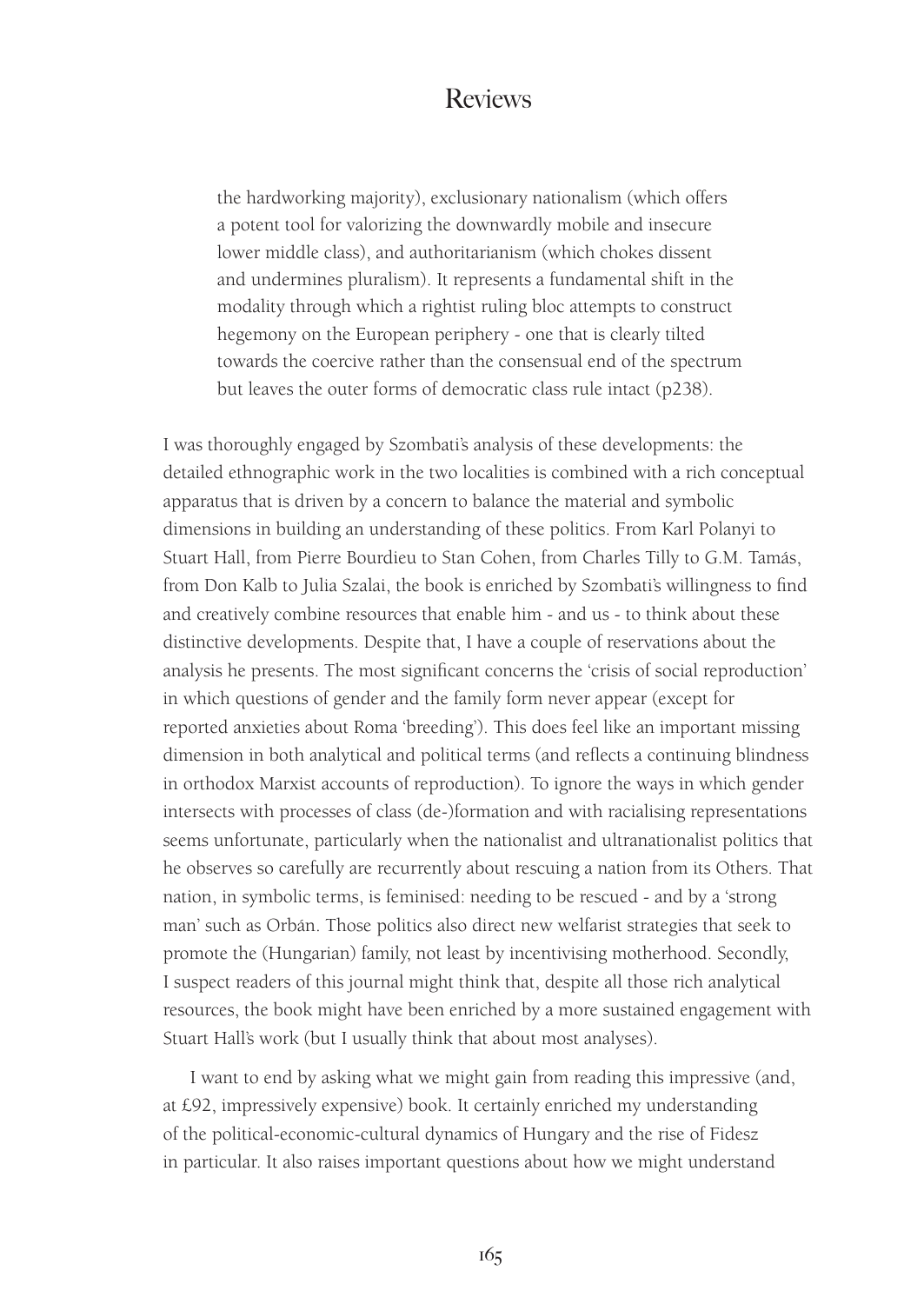> the hardworking majority), exclusionary nationalism (which offers a potent tool for valorizing the downwardly mobile and insecure lower middle class), and authoritarianism (which chokes dissent and undermines pluralism). It represents a fundamental shift in the modality through which a rightist ruling bloc attempts to construct hegemony on the European periphery - one that is clearly tilted towards the coercive rather than the consensual end of the spectrum but leaves the outer forms of democratic class rule intact (p238).

I was thoroughly engaged by Szombati's analysis of these developments: the detailed ethnographic work in the two localities is combined with a rich conceptual apparatus that is driven by a concern to balance the material and symbolic dimensions in building an understanding of these politics. From Karl Polanyi to Stuart Hall, from Pierre Bourdieu to Stan Cohen, from Charles Tilly to G.M. Tamás, from Don Kalb to Julia Szalai, the book is enriched by Szombati's willingness to find and creatively combine resources that enable him - and us - to think about these distinctive developments. Despite that, I have a couple of reservations about the analysis he presents. The most significant concerns the 'crisis of social reproduction' in which questions of gender and the family form never appear (except for reported anxieties about Roma 'breeding'). This does feel like an important missing dimension in both analytical and political terms (and reflects a continuing blindness in orthodox Marxist accounts of reproduction). To ignore the ways in which gender intersects with processes of class (de-)formation and with racialising representations seems unfortunate, particularly when the nationalist and ultranationalist politics that he observes so carefully are recurrently about rescuing a nation from its Others. That nation, in symbolic terms, is feminised: needing to be rescued - and by a 'strong man' such as Orbán. Those politics also direct new welfarist strategies that seek to promote the (Hungarian) family, not least by incentivising motherhood. Secondly, I suspect readers of this journal might think that, despite all those rich analytical resources, the book might have been enriched by a more sustained engagement with Stuart Hall's work (but I usually think that about most analyses).

I want to end by asking what we might gain from reading this impressive (and, at £92, impressively expensive) book. It certainly enriched my understanding of the political-economic-cultural dynamics of Hungary and the rise of Fidesz in particular. It also raises important questions about how we might understand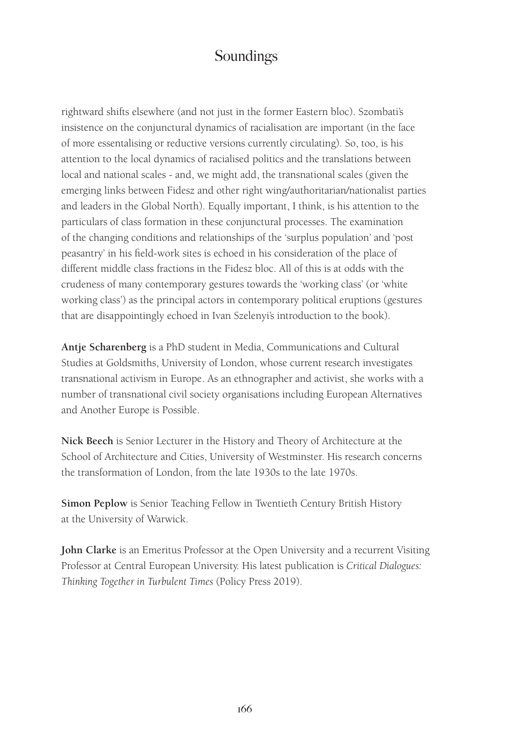rightward shifts elsewhere (and not just in the former Eastern bloc). Szombati's insistence on the conjunctural dynamics of racialisation are important (in the face of more essentalising or reductive versions currently circulating). So, too, is his attention to the local dynamics of racialised politics and the translations between local and national scales - and, we might add, the transnational scales (given the emerging links between Fidesz and other right wing/authoritarian/nationalist parties and leaders in the Global North). Equally important, I think, is his attention to the particulars of class formation in these conjunctural processes. The examination of the changing conditions and relationships of the 'surplus population' and 'post peasantry' in his field-work sites is echoed in his consideration of the place of different middle class fractions in the Fidesz bloc. All of this is at odds with the crudeness of many contemporary gestures towards the 'working class' (or 'white working class') as the principal actors in contemporary political eruptions (gestures that are disappointingly echoed in Ivan Szelenyi's introduction to the book).

**Antje Scharenberg** is a PhD student in Media, Communications and Cultural Studies at Goldsmiths, University of London, whose current research investigates transnational activism in Europe. As an ethnographer and activist, she works with a number of transnational civil society organisations including European Alternatives and Another Europe is Possible.

**Nick Beech** is Senior Lecturer in the History and Theory of Architecture at the School of Architecture and Cities, University of Westminster. His research concerns the transformation of London, from the late 1930s to the late 1970s.

**Simon Peplow** is Senior Teaching Fellow in Twentieth Century British History at the University of Warwick.

**John Clarke** is an Emeritus Professor at the Open University and a recurrent Visiting Professor at Central European University. His latest publication is *Critical Dialogues: Thinking Together in Turbulent Times* (Policy Press 2019).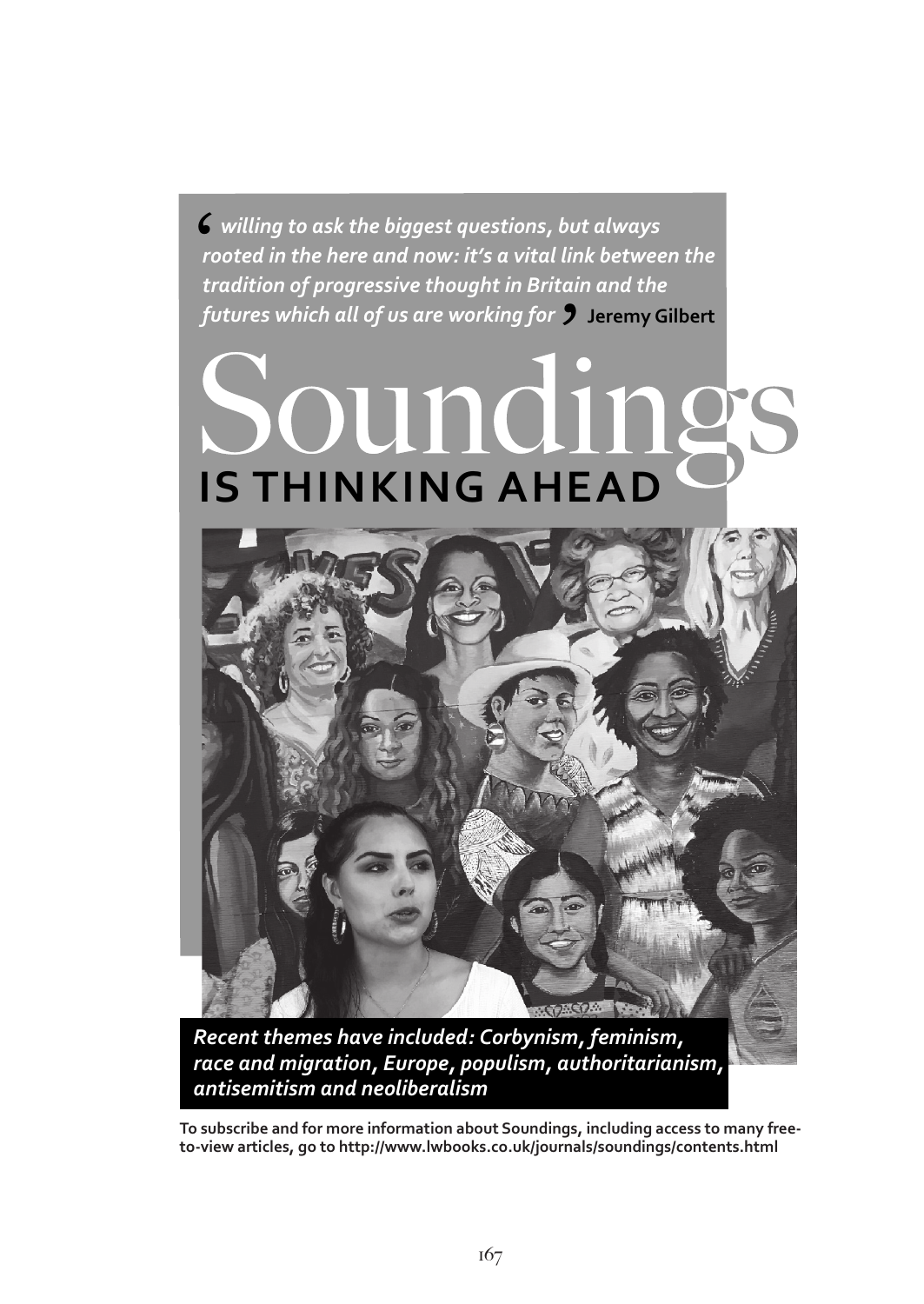*'willing to ask the biggest questions, but always rooted in the here and now: it's a vital link between the tradition of progressive thought in Britain and the futures which all of us are working for'* **Jeremy Gilbert**

# Soundings

## IS THINKING AHEAD

***Recent themes have included: Corbynism, feminism, race and migration, Europe, populism, authoritarianism, antisemitism and neoliberalism***

**To subscribe and for more information about Soundings, including access to many free-to-view articles, go to http://www.lwbooks.co.uk/journals/soundings/contents.html**